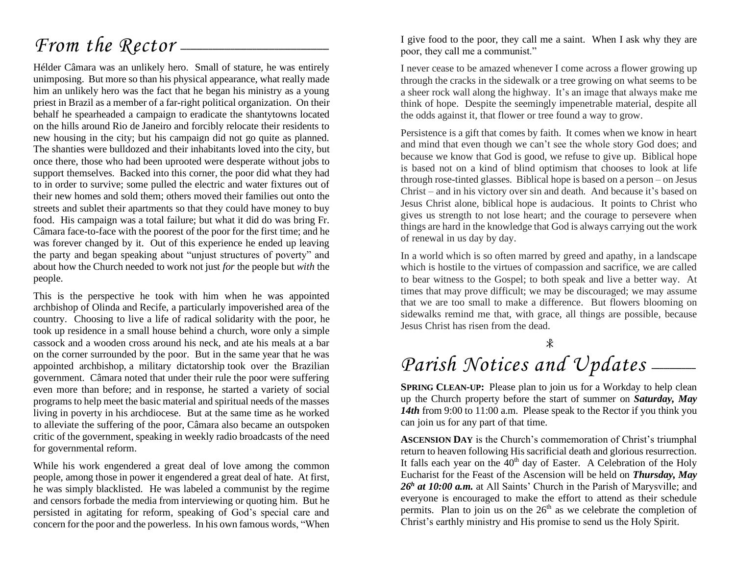# *From the Rector*

Hélder Câmara was an unlikely hero. Small of stature, he was entirely unimposing. But more so than his physical appearance, what really made him an unlikely hero was the fact that he began his ministry as a young priest in Brazil as a member of a far-right political organization. On their behalf he spearheaded a campaign to eradicate the shantytowns located on the hills around Rio de Janeiro and forcibly relocate their residents to new housing in the city; but his campaign did not go quite as planned. The shanties were bulldozed and their inhabitants loved into the city, but once there, those who had been uprooted were desperate without jobs to support themselves. Backed into this corner, the poor did what they had to in order to survive; some pulled the electric and water fixtures out of their new homes and sold them; others moved their families out onto the streets and sublet their apartments so that they could have money to buy food. His campaign was a total failure; but what it did do was bring Fr. Câmara face-to-face with the poorest of the poor for the first time; and he was forever changed by it. Out of this experience he ended up leaving the party and began speaking about "unjust structures of poverty" and about how the Church needed to work not just *for* the people but *with* the people.

This is the perspective he took with him when he was appointed archbishop of Olinda and Recife, a particularly impoverished area of the country. Choosing to live a life of radical solidarity with the poor, he took up residence in a small house behind a church, wore only a simple cassock and a wooden cross around his neck, and ate his meals at a bar on the corner surrounded by the poor. But in the same year that he was appointed archbishop, a military dictatorship took over the Brazilian government. Câmara noted that under their rule the poor were suffering even more than before; and in response, he started a variety of social programs to help meet the basic material and spiritual needs of the masses living in poverty in his archdiocese. But at the same time as he worked to alleviate the suffering of the poor, Câmara also became an outspoken critic of the government, speaking in weekly radio broadcasts of the need for governmental reform.

While his work engendered a great deal of love among the common people, among those in power it engendered a great deal of hate. At first, he was simply blacklisted. He was labeled a communist by the regime and censors forbade the media from interviewing or quoting him. But he persisted in agitating for reform, speaking of God's special care and concern for the poor and the powerless. In his own famous words, "When I give food to the poor, they call me a saint. When I ask why they are poor, they call me a communist."

I never cease to be amazed whenever I come across a flower growing up through the cracks in the sidewalk or a tree growing on what seems to be a sheer rock wall along the highway. It's an image that always make me think of hope. Despite the seemingly impenetrable material, despite all the odds against it, that flower or tree found a way to grow.

Persistence is a gift that comes by faith. It comes when we know in heart and mind that even though we can't see the whole story God does; and because we know that God is good, we refuse to give up. Biblical hope is based not on a kind of blind optimism that chooses to look at life through rose-tinted glasses. Biblical hope is based on a person – on Jesus Christ – and in his victory over sin and death. And because it's based on Jesus Christ alone, biblical hope is audacious. It points to Christ who gives us strength to not lose heart; and the courage to persevere when things are hard in the knowledge that God is always carrying out the work of renewal in us day by day.

In a world which is so often marred by greed and apathy, in a landscape which is hostile to the virtues of compassion and sacrifice, we are called to bear witness to the Gospel; to both speak and live a better way. At times that may prove difficult; we may be discouraged; we may assume that we are too small to make a difference. But flowers blooming on sidewalks remind me that, with grace, all things are possible, because Jesus Christ has risen from the dead.

☧

# *Parish Notices and Updates*

**SPRING CLEAN-UP:** Please plan to join us for a Workday to help clean up the Church property before the start of summer on ***Saturday, May 14th*** from 9:00 to 11:00 a.m. Please speak to the Rector if you think you can join us for any part of that time.

**ASCENSION DAY** is the Church's commemoration of Christ's triumphal return to heaven following His sacrificial death and glorious resurrection. It falls each year on the 40th day of Easter. A Celebration of the Holy Eucharist for the Feast of the Ascension will be held on ***Thursday, May 26h at 10:00 a.m.*** at All Saints' Church in the Parish of Marysville; and everyone is encouraged to make the effort to attend as their schedule permits. Plan to join us on the 26th as we celebrate the completion of Christ's earthly ministry and His promise to send us the Holy Spirit.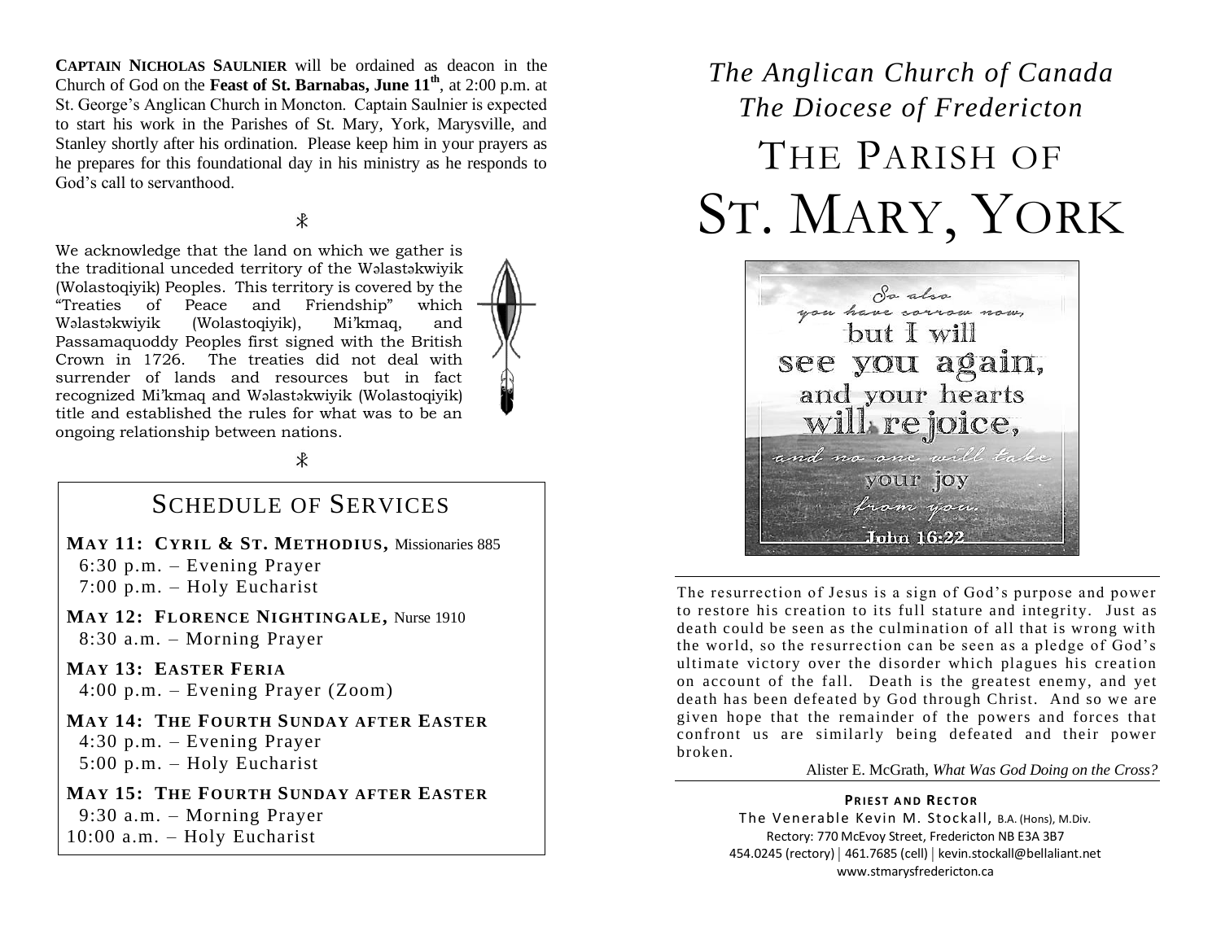**Captain Nicholas Saulnier** will be ordained as deacon in the Church of God on the **Feast of St. Barnabas, June 11th**, at 2:00 p.m. at St. George's Anglican Church in Moncton. Captain Saulnier is expected to start his work in the Parishes of St. Mary, York, Marysville, and Stanley shortly after his ordination. Please keep him in your prayers as he prepares for this foundational day in his ministry as he responds to God's call to servanthood.

⁂

We acknowledge that the land on which we gather is the traditional unceded territory of the Wəlastəkwiyik (Wolastoqiyik) Peoples. This territory is covered by the "Treaties of Peace and Friendship" which Wəlastəkwiyik (Wolastoqiyik), Mi'kmaq, and Passamaquoddy Peoples first signed with the British Crown in 1726. The treaties did not deal with surrender of lands and resources but in fact recognized Mi'kmaq and Wəlastəkwiyik (Wolastoqiyik) title and established the rules for what was to be an ongoing relationship between nations.

⁂

## Schedule of Services

**May 11: Cyril & St. Methodius,** Missionaries 885
6:30 p.m. – Evening Prayer
7:00 p.m. – Holy Eucharist

**May 12: Florence Nightingale,** Nurse 1910
8:30 a.m. – Morning Prayer

**May 13: Easter Feria**
4:00 p.m. – Evening Prayer (Zoom)

**May 14: The Fourth Sunday after Easter**
4:30 p.m. – Evening Prayer
5:00 p.m. – Holy Eucharist

**May 15: The Fourth Sunday after Easter**
9:30 a.m. – Morning Prayer
10:00 a.m. – Holy Eucharist

*The Anglican Church of Canada*
*The Diocese of Fredericton*

# The Parish of St. Mary, York

So also you have sorrow now, but I will see you again, and your hearts will rejoice, and no one will take your joy from you. John 16:22

The resurrection of Jesus is a sign of God's purpose and power to restore his creation to its full stature and integrity. Just as death could be seen as the culmination of all that is wrong with the world, so the resurrection can be seen as a pledge of God's ultimate victory over the disorder which plagues his creation on account of the fall. Death is the greatest enemy, and yet death has been defeated by God through Christ. And so we are given hope that the remainder of the powers and forces that confront us are similarly being defeated and their power broken.

Alister E. McGrath, *What Was God Doing on the Cross?*

**Priest and Rector**
The Venerable Kevin M. Stockall, B.A. (Hons), M.Div.
Rectory: 770 McEvoy Street, Fredericton NB E3A 3B7
454.0245 (rectory) | 461.7685 (cell) | kevin.stockall@bellaliant.net
www.stmarysfredericton.ca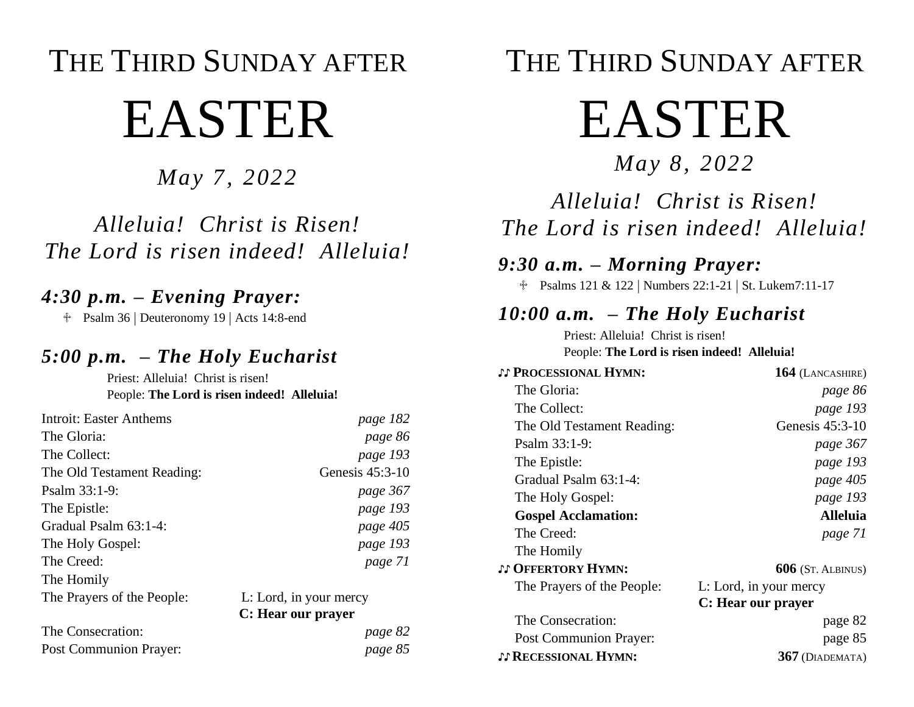# THE THIRD SUNDAY AFTER EASTER

*May 7, 2022*

*Alleluia!  Christ is Risen!*
*The Lord is risen indeed!  Alleluia!*

## *4:30 p.m. – Evening Prayer:*

♰ Psalm 36 | Deuteronomy 19 | Acts 14:8-end

## *5:00 p.m. – The Holy Eucharist*

Priest: Alleluia!  Christ is risen!
People: **The Lord is risen indeed!  Alleluia!**

| | |
|---|---|
| Introit: Easter Anthems | *page 182* |
| The Gloria: | *page 86* |
| The Collect: | *page 193* |
| The Old Testament Reading: | Genesis 45:3-10 |
| Psalm 33:1-9: | *page 367* |
| The Epistle: | *page 193* |
| Gradual Psalm 63:1-4: | *page 405* |
| The Holy Gospel: | *page 193* |
| The Creed: | *page 71* |
| The Homily | |
| The Prayers of the People: | L: Lord, in your mercy<br>**C: Hear our prayer** |
| The Consecration: | *page 82* |
| Post Communion Prayer: | *page 85* |

# THE THIRD SUNDAY AFTER EASTER

*May 8, 2022*

*Alleluia!  Christ is Risen!*
*The Lord is risen indeed!  Alleluia!*

## *9:30 a.m. – Morning Prayer:*

♰ Psalms 121 & 122 | Numbers 22:1-21 | St. Lukem7:11-17

## *10:00 a.m. – The Holy Eucharist*

Priest: Alleluia!  Christ is risen!
People: **The Lord is risen indeed!  Alleluia!**

| | |
|---|---|
| ♫ **PROCESSIONAL HYMN:** | **164** (LANCASHIRE) |
| The Gloria: | *page 86* |
| The Collect: | *page 193* |
| The Old Testament Reading: | Genesis 45:3-10 |
| Psalm 33:1-9: | *page 367* |
| The Epistle: | *page 193* |
| Gradual Psalm 63:1-4: | *page 405* |
| The Holy Gospel: | *page 193* |
| **Gospel Acclamation:** | **Alleluia** |
| The Creed: | *page 71* |
| The Homily | |
| ♫ **OFFERTORY HYMN:** | **606** (ST. ALBINUS) |
| The Prayers of the People: | L: Lord, in your mercy<br>**C: Hear our prayer** |
| The Consecration: | page 82 |
| Post Communion Prayer: | page 85 |
| ♫ **RECESSIONAL HYMN:** | **367** (DIADEMATA) |